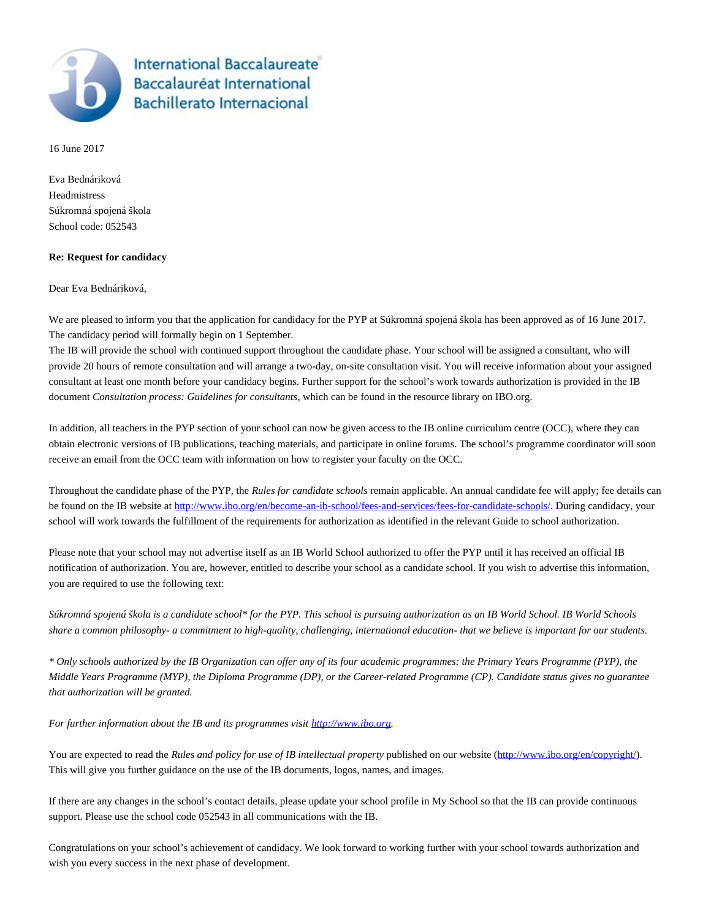International Baccalaureate
Baccalauréat International
Bachillerato Internacional

16 June 2017

Eva Bednáriková
Headmistress
Súkromná spojená škola
School code: 052543

**Re: Request for candidacy**

Dear Eva Bednáriková,

We are pleased to inform you that the application for candidacy for the PYP at Súkromná spojená škola has been approved as of 16 June 2017. The candidacy period will formally begin on 1 September.
The IB will provide the school with continued support throughout the candidate phase. Your school will be assigned a consultant, who will provide 20 hours of remote consultation and will arrange a two-day, on-site consultation visit. You will receive information about your assigned consultant at least one month before your candidacy begins. Further support for the school's work towards authorization is provided in the IB document *Consultation process: Guidelines for consultants*, which can be found in the resource library on IBO.org.

In addition, all teachers in the PYP section of your school can now be given access to the IB online curriculum centre (OCC), where they can obtain electronic versions of IB publications, teaching materials, and participate in online forums. The school's programme coordinator will soon receive an email from the OCC team with information on how to register your faculty on the OCC.

Throughout the candidate phase of the PYP, the *Rules for candidate schools* remain applicable. An annual candidate fee will apply; fee details can be found on the IB website at http://www.ibo.org/en/become-an-ib-school/fees-and-services/fees-for-candidate-schools/. During candidacy, your school will work towards the fulfillment of the requirements for authorization as identified in the relevant Guide to school authorization.

Please note that your school may not advertise itself as an IB World School authorized to offer the PYP until it has received an official IB notification of authorization. You are, however, entitled to describe your school as a candidate school. If you wish to advertise this information, you are required to use the following text:

*Súkromná spojená škola is a candidate school* for the PYP. This school is pursuing authorization as an IB World School. IB World Schools share a common philosophy- a commitment to high-quality, challenging, international education- that we believe is important for our students.*

** Only schools authorized by the IB Organization can offer any of its four academic programmes: the Primary Years Programme (PYP), the Middle Years Programme (MYP), the Diploma Programme (DP), or the Career-related Programme (CP). Candidate status gives no guarantee that authorization will be granted.*

*For further information about the IB and its programmes visit http://www.ibo.org.*

You are expected to read the *Rules and policy for use of IB intellectual property* published on our website (http://www.ibo.org/en/copyright/). This will give you further guidance on the use of the IB documents, logos, names, and images.

If there are any changes in the school's contact details, please update your school profile in My School so that the IB can provide continuous support. Please use the school code 052543 in all communications with the IB.

Congratulations on your school's achievement of candidacy. We look forward to working further with your school towards authorization and wish you every success in the next phase of development.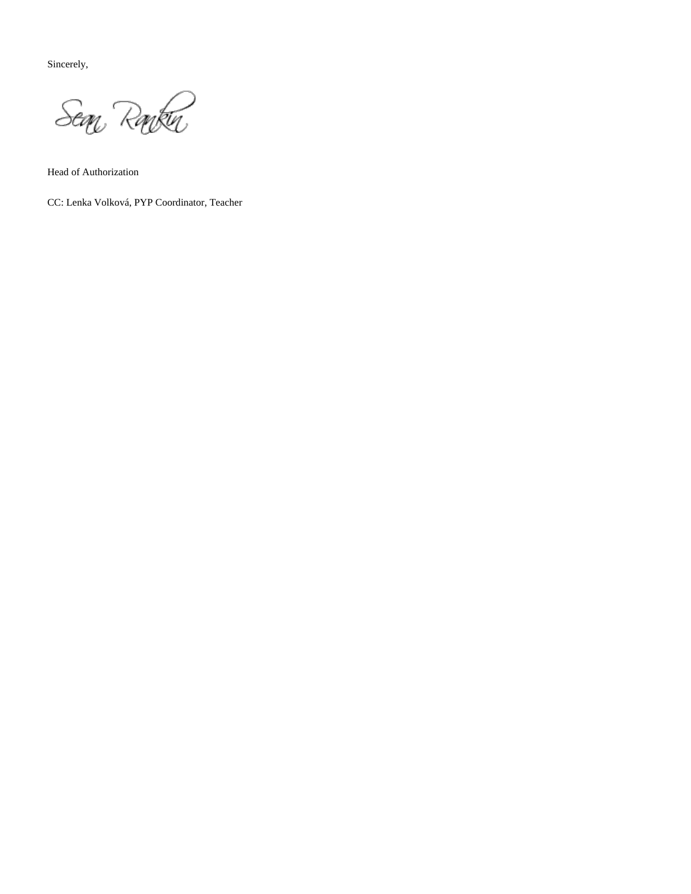Sincerely,

Sean Rankin

Head of Authorization

CC: Lenka Volková, PYP Coordinator, Teacher